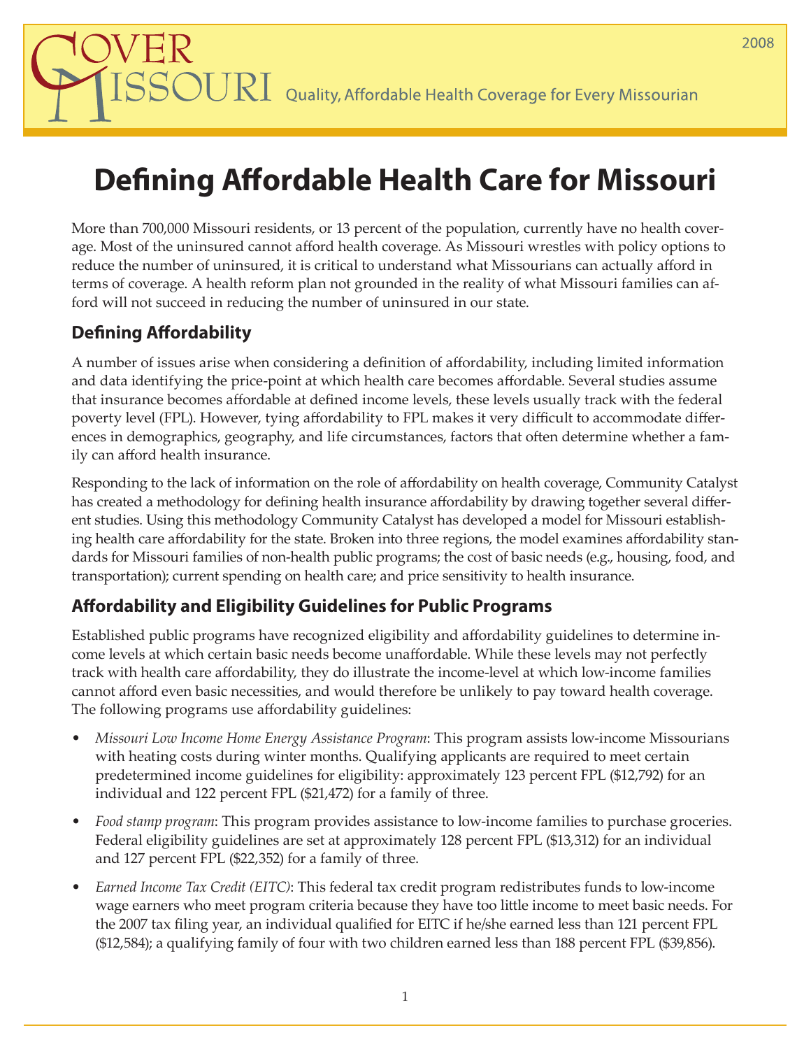# Cover Missouri

Quality, Affordable Health Coverage for Every Missourian

2008

# Defining Affordable Health Care for Missouri

More than 700,000 Missouri residents, or 13 percent of the population, currently have no health coverage. Most of the uninsured cannot afford health coverage. As Missouri wrestles with policy options to reduce the number of uninsured, it is critical to understand what Missourians can actually afford in terms of coverage. A health reform plan not grounded in the reality of what Missouri families can afford will not succeed in reducing the number of uninsured in our state.

## Defining Affordability

A number of issues arise when considering a definition of affordability, including limited information and data identifying the price-point at which health care becomes affordable. Several studies assume that insurance becomes affordable at defined income levels, these levels usually track with the federal poverty level (FPL). However, tying affordability to FPL makes it very difficult to accommodate differences in demographics, geography, and life circumstances, factors that often determine whether a family can afford health insurance.

Responding to the lack of information on the role of affordability on health coverage, Community Catalyst has created a methodology for defining health insurance affordability by drawing together several different studies. Using this methodology Community Catalyst has developed a model for Missouri establishing health care affordability for the state. Broken into three regions, the model examines affordability standards for Missouri families of non-health public programs; the cost of basic needs (e.g., housing, food, and transportation); current spending on health care; and price sensitivity to health insurance.

## Affordability and Eligibility Guidelines for Public Programs

Established public programs have recognized eligibility and affordability guidelines to determine income levels at which certain basic needs become unaffordable. While these levels may not perfectly track with health care affordability, they do illustrate the income-level at which low-income families cannot afford even basic necessities, and would therefore be unlikely to pay toward health coverage. The following programs use affordability guidelines:

- *Missouri Low Income Home Energy Assistance Program*: This program assists low-income Missourians with heating costs during winter months. Qualifying applicants are required to meet certain predetermined income guidelines for eligibility: approximately 123 percent FPL ($12,792) for an individual and 122 percent FPL ($21,472) for a family of three.
- *Food stamp program*: This program provides assistance to low-income families to purchase groceries. Federal eligibility guidelines are set at approximately 128 percent FPL ($13,312) for an individual and 127 percent FPL ($22,352) for a family of three.
- *Earned Income Tax Credit (EITC)*: This federal tax credit program redistributes funds to low-income wage earners who meet program criteria because they have too little income to meet basic needs. For the 2007 tax filing year, an individual qualified for EITC if he/she earned less than 121 percent FPL ($12,584); a qualifying family of four with two children earned less than 188 percent FPL ($39,856).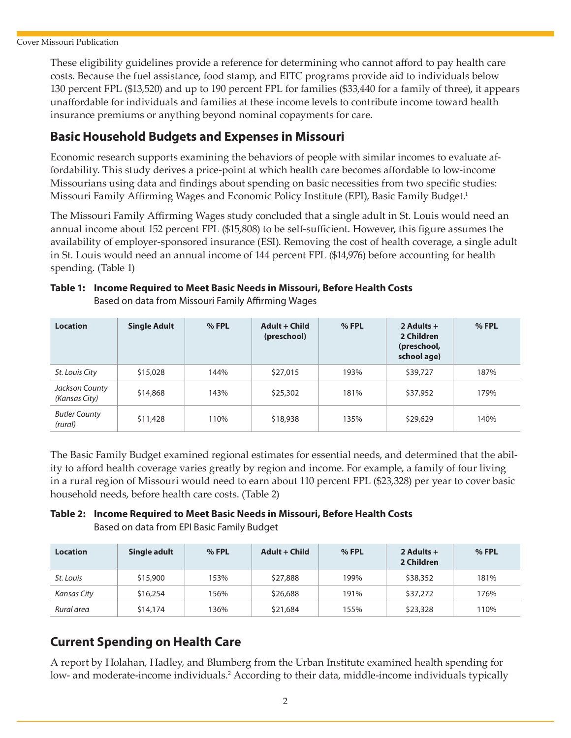These eligibility guidelines provide a reference for determining who cannot afford to pay health care costs. Because the fuel assistance, food stamp, and EITC programs provide aid to individuals below 130 percent FPL ($13,520) and up to 190 percent FPL for families ($33,440 for a family of three), it appears unaffordable for individuals and families at these income levels to contribute income toward health insurance premiums or anything beyond nominal copayments for care.

## Basic Household Budgets and Expenses in Missouri

Economic research supports examining the behaviors of people with similar incomes to evaluate affordability. This study derives a price-point at which health care becomes affordable to low-income Missourians using data and findings about spending on basic necessities from two specific studies: Missouri Family Affirming Wages and Economic Policy Institute (EPI), Basic Family Budget.[1]

The Missouri Family Affirming Wages study concluded that a single adult in St. Louis would need an annual income about 152 percent FPL ($15,808) to be self-sufficient. However, this figure assumes the availability of employer-sponsored insurance (ESI). Removing the cost of health coverage, a single adult in St. Louis would need an annual income of 144 percent FPL ($14,976) before accounting for health spending. (Table 1)

**Table 1: Income Required to Meet Basic Needs in Missouri, Before Health Costs**
Based on data from Missouri Family Affirming Wages

| Location | Single Adult | % FPL | Adult + Child (preschool) | % FPL | 2 Adults + 2 Children (preschool, school age) | % FPL |
|---|---|---|---|---|---|---|
| *St. Louis City* | $15,028 | 144% | $27,015 | 193% | $39,727 | 187% |
| *Jackson County (Kansas City)* | $14,868 | 143% | $25,302 | 181% | $37,952 | 179% |
| *Butler County (rural)* | $11,428 | 110% | $18,938 | 135% | $29,629 | 140% |

The Basic Family Budget examined regional estimates for essential needs, and determined that the ability to afford health coverage varies greatly by region and income. For example, a family of four living in a rural region of Missouri would need to earn about 110 percent FPL ($23,328) per year to cover basic household needs, before health care costs. (Table 2)

**Table 2: Income Required to Meet Basic Needs in Missouri, Before Health Costs**
Based on data from EPI Basic Family Budget

| Location | Single adult | % FPL | Adult + Child | % FPL | 2 Adults + 2 Children | % FPL |
|---|---|---|---|---|---|---|
| *St. Louis* | $15,900 | 153% | $27,888 | 199% | $38,352 | 181% |
| *Kansas City* | $16,254 | 156% | $26,688 | 191% | $37,272 | 176% |
| *Rural area* | $14,174 | 136% | $21,684 | 155% | $23,328 | 110% |

## Current Spending on Health Care

A report by Holahan, Hadley, and Blumberg from the Urban Institute examined health spending for low- and moderate-income individuals.[2] According to their data, middle-income individuals typically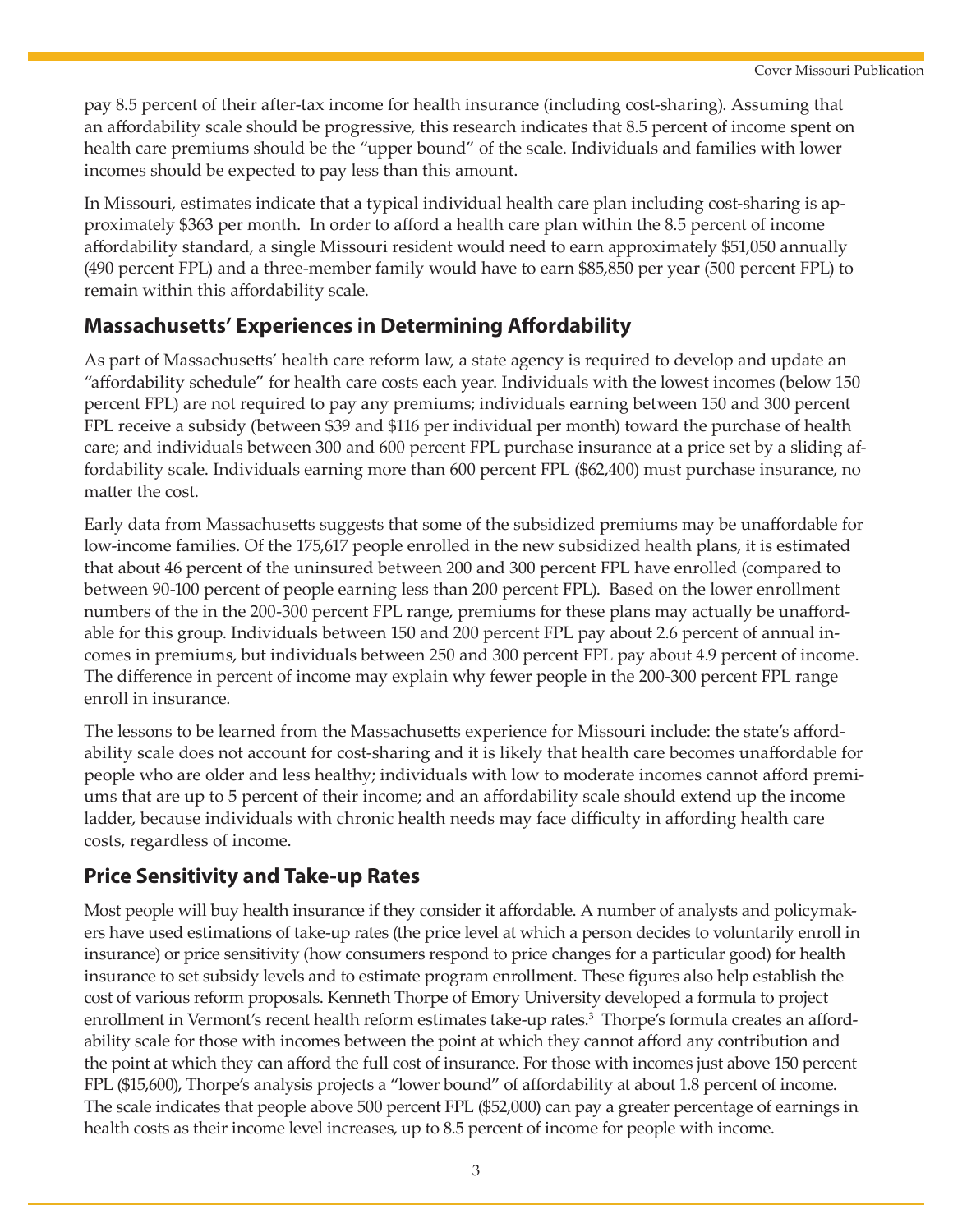pay 8.5 percent of their after-tax income for health insurance (including cost-sharing). Assuming that an affordability scale should be progressive, this research indicates that 8.5 percent of income spent on health care premiums should be the "upper bound" of the scale. Individuals and families with lower incomes should be expected to pay less than this amount.

In Missouri, estimates indicate that a typical individual health care plan including cost-sharing is approximately $363 per month. In order to afford a health care plan within the 8.5 percent of income affordability standard, a single Missouri resident would need to earn approximately $51,050 annually (490 percent FPL) and a three-member family would have to earn $85,850 per year (500 percent FPL) to remain within this affordability scale.

## Massachusetts' Experiences in Determining Affordability

As part of Massachusetts' health care reform law, a state agency is required to develop and update an "affordability schedule" for health care costs each year. Individuals with the lowest incomes (below 150 percent FPL) are not required to pay any premiums; individuals earning between 150 and 300 percent FPL receive a subsidy (between $39 and $116 per individual per month) toward the purchase of health care; and individuals between 300 and 600 percent FPL purchase insurance at a price set by a sliding affordability scale. Individuals earning more than 600 percent FPL ($62,400) must purchase insurance, no matter the cost.

Early data from Massachusetts suggests that some of the subsidized premiums may be unaffordable for low-income families. Of the 175,617 people enrolled in the new subsidized health plans, it is estimated that about 46 percent of the uninsured between 200 and 300 percent FPL have enrolled (compared to between 90-100 percent of people earning less than 200 percent FPL). Based on the lower enrollment numbers of the in the 200-300 percent FPL range, premiums for these plans may actually be unaffordable for this group. Individuals between 150 and 200 percent FPL pay about 2.6 percent of annual incomes in premiums, but individuals between 250 and 300 percent FPL pay about 4.9 percent of income. The difference in percent of income may explain why fewer people in the 200-300 percent FPL range enroll in insurance.

The lessons to be learned from the Massachusetts experience for Missouri include: the state's affordability scale does not account for cost-sharing and it is likely that health care becomes unaffordable for people who are older and less healthy; individuals with low to moderate incomes cannot afford premiums that are up to 5 percent of their income; and an affordability scale should extend up the income ladder, because individuals with chronic health needs may face difficulty in affording health care costs, regardless of income.

## Price Sensitivity and Take-up Rates

Most people will buy health insurance if they consider it affordable. A number of analysts and policymakers have used estimations of take-up rates (the price level at which a person decides to voluntarily enroll in insurance) or price sensitivity (how consumers respond to price changes for a particular good) for health insurance to set subsidy levels and to estimate program enrollment. These figures also help establish the cost of various reform proposals. Kenneth Thorpe of Emory University developed a formula to project enrollment in Vermont's recent health reform estimates take-up rates.[3] Thorpe's formula creates an affordability scale for those with incomes between the point at which they cannot afford any contribution and the point at which they can afford the full cost of insurance. For those with incomes just above 150 percent FPL ($15,600), Thorpe's analysis projects a "lower bound" of affordability at about 1.8 percent of income. The scale indicates that people above 500 percent FPL ($52,000) can pay a greater percentage of earnings in health costs as their income level increases, up to 8.5 percent of income for people with income.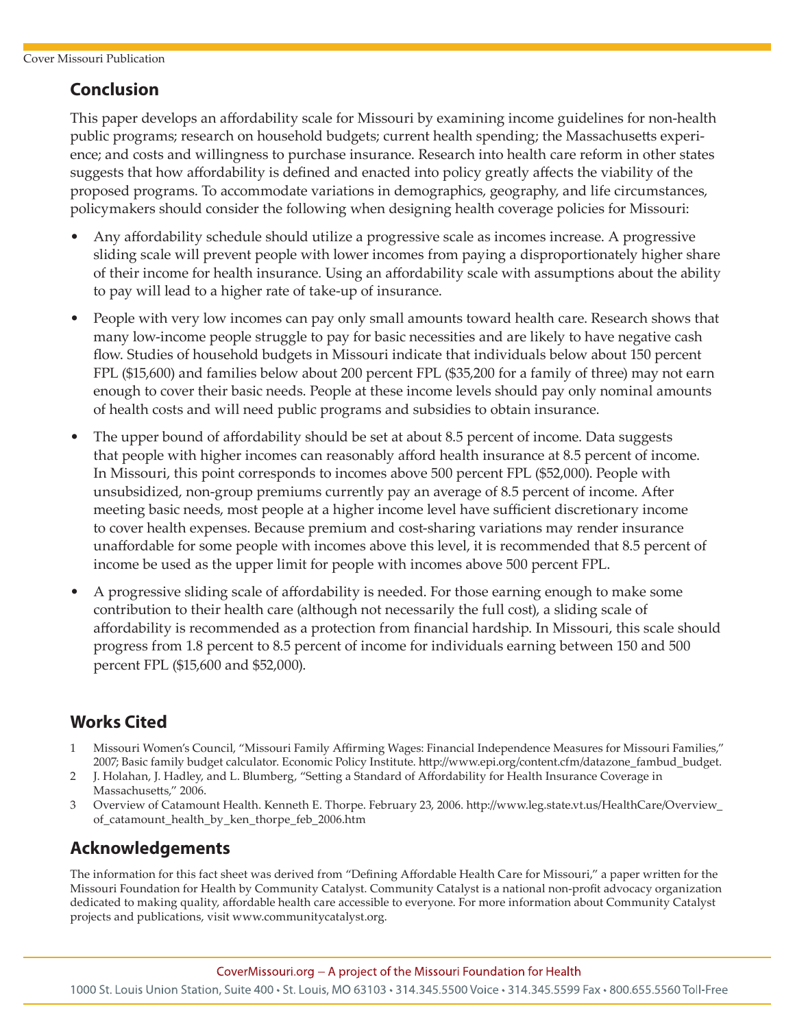## Conclusion

This paper develops an affordability scale for Missouri by examining income guidelines for non-health public programs; research on household budgets; current health spending; the Massachusetts experience; and costs and willingness to purchase insurance. Research into health care reform in other states suggests that how affordability is defined and enacted into policy greatly affects the viability of the proposed programs. To accommodate variations in demographics, geography, and life circumstances, policymakers should consider the following when designing health coverage policies for Missouri:

- Any affordability schedule should utilize a progressive scale as incomes increase. A progressive sliding scale will prevent people with lower incomes from paying a disproportionately higher share of their income for health insurance. Using an affordability scale with assumptions about the ability to pay will lead to a higher rate of take-up of insurance.
- People with very low incomes can pay only small amounts toward health care. Research shows that many low-income people struggle to pay for basic necessities and are likely to have negative cash flow. Studies of household budgets in Missouri indicate that individuals below about 150 percent FPL ($15,600) and families below about 200 percent FPL ($35,200 for a family of three) may not earn enough to cover their basic needs. People at these income levels should pay only nominal amounts of health costs and will need public programs and subsidies to obtain insurance.
- The upper bound of affordability should be set at about 8.5 percent of income. Data suggests that people with higher incomes can reasonably afford health insurance at 8.5 percent of income. In Missouri, this point corresponds to incomes above 500 percent FPL ($52,000). People with unsubsidized, non-group premiums currently pay an average of 8.5 percent of income. After meeting basic needs, most people at a higher income level have sufficient discretionary income to cover health expenses. Because premium and cost-sharing variations may render insurance unaffordable for some people with incomes above this level, it is recommended that 8.5 percent of income be used as the upper limit for people with incomes above 500 percent FPL.
- A progressive sliding scale of affordability is needed. For those earning enough to make some contribution to their health care (although not necessarily the full cost), a sliding scale of affordability is recommended as a protection from financial hardship. In Missouri, this scale should progress from 1.8 percent to 8.5 percent of income for individuals earning between 150 and 500 percent FPL ($15,600 and $52,000).

## Works Cited

1. Missouri Women's Council, "Missouri Family Affirming Wages: Financial Independence Measures for Missouri Families," 2007; Basic family budget calculator. Economic Policy Institute. http://www.epi.org/content.cfm/datazone_fambud_budget.
2. J. Holahan, J. Hadley, and L. Blumberg, "Setting a Standard of Affordability for Health Insurance Coverage in Massachusetts," 2006.
3. Overview of Catamount Health. Kenneth E. Thorpe. February 23, 2006. http://www.leg.state.vt.us/HealthCare/Overview_of_catamount_health_by_ken_thorpe_feb_2006.htm

## Acknowledgements

The information for this fact sheet was derived from "Defining Affordable Health Care for Missouri," a paper written for the Missouri Foundation for Health by Community Catalyst. Community Catalyst is a national non-profit advocacy organization dedicated to making quality, affordable health care accessible to everyone. For more information about Community Catalyst projects and publications, visit www.communitycatalyst.org.

CoverMissouri.org – A project of the Missouri Foundation for Health

1000 St. Louis Union Station, Suite 400 • St. Louis, MO 63103 • 314.345.5500 Voice • 314.345.5599 Fax • 800.655.5560 Toll-Free